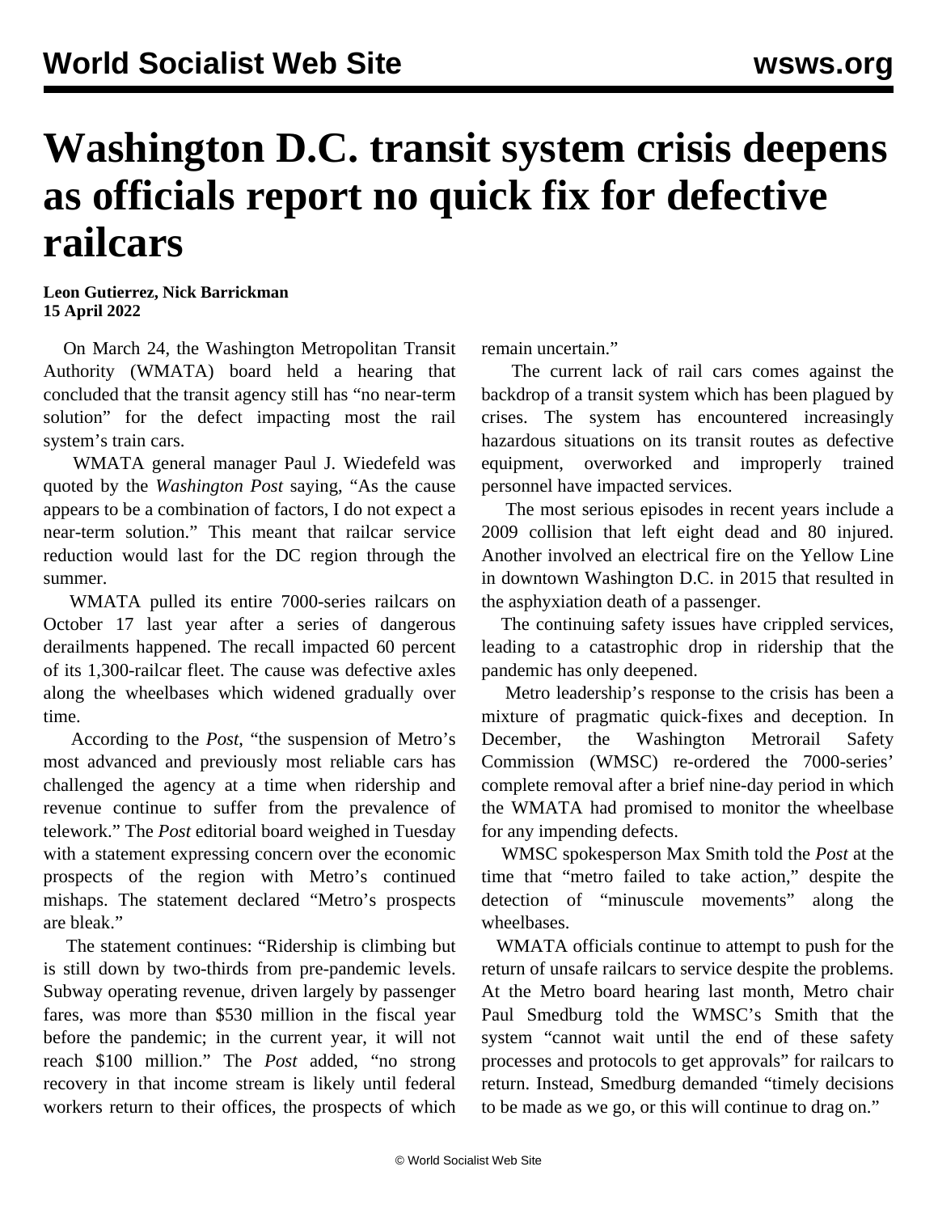# Washington D.C. transit system crisis deepens as officials report no quick fix for defective railcars

**Leon Gutierrez, Nick Barrickman**
**15 April 2022**

On March 24, the Washington Metropolitan Transit Authority (WMATA) board held a hearing that concluded that the transit agency still has "no near-term solution" for the defect impacting most the rail system's train cars.

WMATA general manager Paul J. Wiedefeld was quoted by the *Washington Post* saying, "As the cause appears to be a combination of factors, I do not expect a near-term solution." This meant that railcar service reduction would last for the DC region through the summer.

WMATA pulled its entire 7000-series railcars on October 17 last year after a series of dangerous derailments happened. The recall impacted 60 percent of its 1,300-railcar fleet. The cause was defective axles along the wheelbases which widened gradually over time.

According to the *Post*, "the suspension of Metro's most advanced and previously most reliable cars has challenged the agency at a time when ridership and revenue continue to suffer from the prevalence of telework." The *Post* editorial board weighed in Tuesday with a statement expressing concern over the economic prospects of the region with Metro's continued mishaps. The statement declared "Metro's prospects are bleak."

The statement continues: "Ridership is climbing but is still down by two-thirds from pre-pandemic levels. Subway operating revenue, driven largely by passenger fares, was more than $530 million in the fiscal year before the pandemic; in the current year, it will not reach $100 million." The *Post* added, "no strong recovery in that income stream is likely until federal workers return to their offices, the prospects of which remain uncertain."

The current lack of rail cars comes against the backdrop of a transit system which has been plagued by crises. The system has encountered increasingly hazardous situations on its transit routes as defective equipment, overworked and improperly trained personnel have impacted services.

The most serious episodes in recent years include a 2009 collision that left eight dead and 80 injured. Another involved an electrical fire on the Yellow Line in downtown Washington D.C. in 2015 that resulted in the asphyxiation death of a passenger.

The continuing safety issues have crippled services, leading to a catastrophic drop in ridership that the pandemic has only deepened.

Metro leadership's response to the crisis has been a mixture of pragmatic quick-fixes and deception. In December, the Washington Metrorail Safety Commission (WMSC) re-ordered the 7000-series' complete removal after a brief nine-day period in which the WMATA had promised to monitor the wheelbase for any impending defects.

WMSC spokesperson Max Smith told the *Post* at the time that "metro failed to take action," despite the detection of "minuscule movements" along the wheelbases.

WMATA officials continue to attempt to push for the return of unsafe railcars to service despite the problems. At the Metro board hearing last month, Metro chair Paul Smedburg told the WMSC's Smith that the system "cannot wait until the end of these safety processes and protocols to get approvals" for railcars to return. Instead, Smedburg demanded "timely decisions to be made as we go, or this will continue to drag on."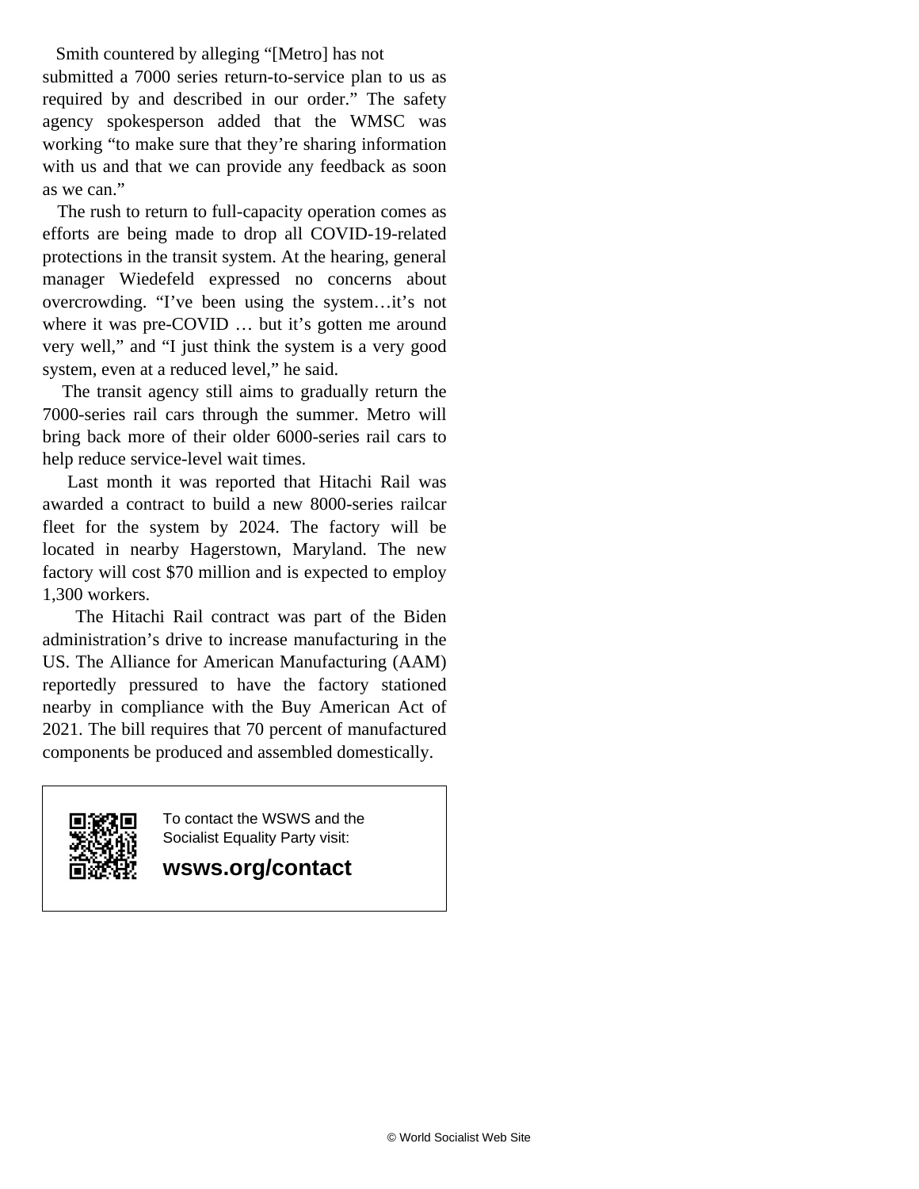Smith countered by alleging “[Metro] has not submitted a 7000 series return-to-service plan to us as required by and described in our order.” The safety agency spokesperson added that the WMSC was working “to make sure that they’re sharing information with us and that we can provide any feedback as soon as we can.”

The rush to return to full-capacity operation comes as efforts are being made to drop all COVID-19-related protections in the transit system. At the hearing, general manager Wiedefeld expressed no concerns about overcrowding. “I’ve been using the system…it’s not where it was pre-COVID … but it’s gotten me around very well,” and “I just think the system is a very good system, even at a reduced level,” he said.

The transit agency still aims to gradually return the 7000-series rail cars through the summer. Metro will bring back more of their older 6000-series rail cars to help reduce service-level wait times.

Last month it was reported that Hitachi Rail was awarded a contract to build a new 8000-series railcar fleet for the system by 2024. The factory will be located in nearby Hagerstown, Maryland. The new factory will cost $70 million and is expected to employ 1,300 workers.

The Hitachi Rail contract was part of the Biden administration’s drive to increase manufacturing in the US. The Alliance for American Manufacturing (AAM) reportedly pressured to have the factory stationed nearby in compliance with the Buy American Act of 2021. The bill requires that 70 percent of manufactured components be produced and assembled domestically.

To contact the WSWS and the Socialist Equality Party visit:

**wsws.org/contact**